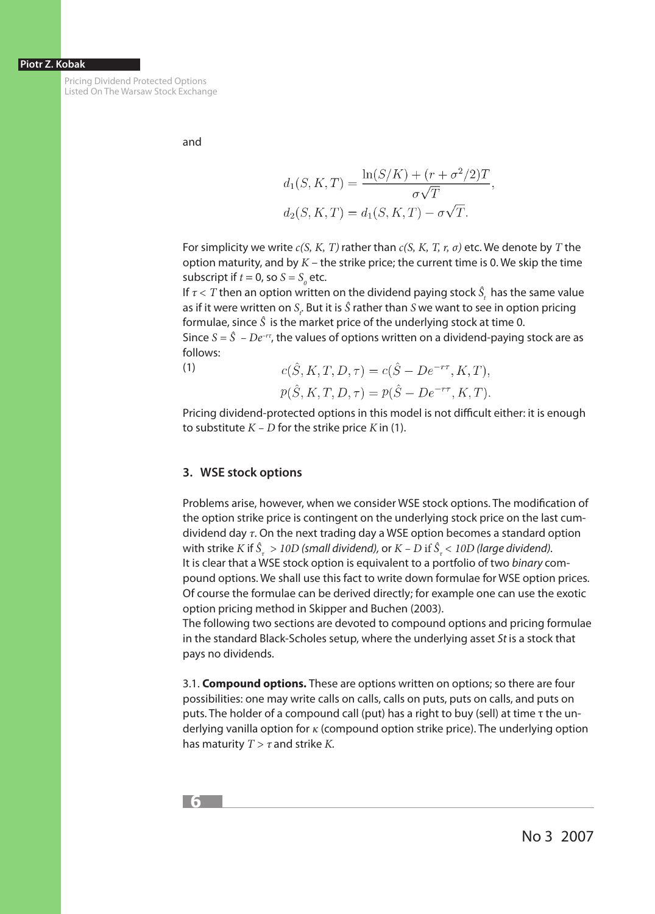and

$$d_1(S, K, T) = \frac{\ln(S/K) + (r + \sigma^2/2)T}{\sigma\sqrt{T}},$$
$$d_2(S, K, T) = d_1(S, K, T) - \sigma\sqrt{T}.$$

For simplicity we write $c(S, K, T)$ rather than $c(S, K, T, r, \sigma)$ etc. We denote by $T$ the option maturity, and by $K$ – the strike price; the current time is 0. We skip the time subscript if $t = 0$, so $S = S_0$ etc.

If $\tau < T$ then an option written on the dividend paying stock $\hat{S}_t$ has the same value as if it were written on $S_t$. But it is $\hat{S}$ rather than $S$ we want to see in option pricing formulae, since $\hat{S}$ is the market price of the underlying stock at time 0.

Since $S = \hat{S} - De^{-r\tau}$, the values of options written on a dividend-paying stock are as follows:

(1)
$$c(\hat{S}, K, T, D, \tau) = c(\hat{S} - De^{-r\tau}, K, T),$$
$$p(\hat{S}, K, T, D, \tau) = p(\hat{S} - De^{-r\tau}, K, T).$$

Pricing dividend-protected options in this model is not difficult either: it is enough to substitute $K - D$ for the strike price $K$ in (1).

## 3. WSE stock options

Problems arise, however, when we consider WSE stock options. The modification of the option strike price is contingent on the underlying stock price on the last cum-dividend day $\tau$. On the next trading day a WSE option becomes a standard option with strike $K$ if $\hat{S}_\tau > 10D$ *(small dividend)*, or $K - D$ if $\hat{S}_\tau < 10D$ *(large dividend)*.

It is clear that a WSE stock option is equivalent to a portfolio of two *binary* compound options. We shall use this fact to write down formulae for WSE option prices. Of course the formulae can be derived directly; for example one can use the exotic option pricing method in Skipper and Buchen (2003).

The following two sections are devoted to compound options and pricing formulae in the standard Black-Scholes setup, where the underlying asset $S_t$ is a stock that pays no dividends.

3.1. **Compound options.** These are options written on options; so there are four possibilities: one may write calls on calls, calls on puts, puts on calls, and puts on puts. The holder of a compound call (put) has a right to buy (sell) at time τ the underlying vanilla option for $\kappa$ (compound option strike price). The underlying option has maturity $T > \tau$ and strike $K$.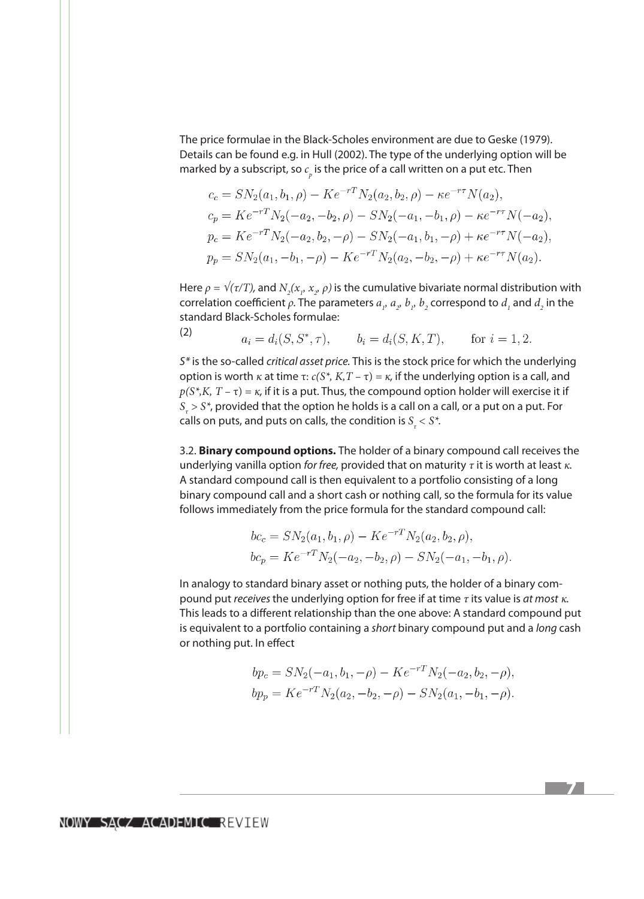The price formulae in the Black-Scholes environment are due to Geske (1979). Details can be found e.g. in Hull (2002). The type of the underlying option will be marked by a subscript, so $c_p$ is the price of a call written on a put etc. Then

$$
\begin{aligned}
c_c &= SN_2(a_1, b_1, \rho) - Ke^{-rT}N_2(a_2, b_2, \rho) - \kappa e^{-r\tau}N(a_2),\\
c_p &= Ke^{-rT}N_2(-a_2, -b_2, \rho) - SN_2(-a_1, -b_1, \rho) - \kappa e^{-r\tau}N(-a_2),\\
p_c &= Ke^{-rT}N_2(-a_2, b_2, -\rho) - SN_2(-a_1, b_1, -\rho) + \kappa e^{-r\tau}N(-a_2),\\
p_p &= SN_2(a_1, -b_1, -\rho) - Ke^{-rT}N_2(a_2, -b_2, -\rho) + \kappa e^{-r\tau}N(a_2).
\end{aligned}
$$

Here $\rho = \sqrt{(\tau/T)}$, and $N_2(x_1, x_2, \rho)$ is the cumulative bivariate normal distribution with correlation coefficient $\rho$. The parameters $a_1$, $a_2$, $b_1$, $b_2$ correspond to $d_1$ and $d_2$ in the standard Black-Scholes formulae:

$$
a_i = d_i(S, S^*, \tau), \qquad b_i = d_i(S, K, T), \qquad \text{for } i = 1, 2. \tag{2}
$$

$S^*$ is the so-called *critical asset price.* This is the stock price for which the underlying option is worth $\kappa$ at time $\tau$: $c(S^*, K, T - \tau) = \kappa$, if the underlying option is a call, and $p(S^*, K, T - \tau) = \kappa$, if it is a put. Thus, the compound option holder will exercise it if $S_\tau > S^*$, provided that the option he holds is a call on a call, or a put on a put. For calls on puts, and puts on calls, the condition is $S_\tau < S^*$.

3.2. **Binary compound options.** The holder of a binary compound call receives the underlying vanilla option *for free,* provided that on maturity $\tau$ it is worth at least $\kappa$. A standard compound call is then equivalent to a portfolio consisting of a long binary compound call and a short cash or nothing call, so the formula for its value follows immediately from the price formula for the standard compound call:

$$
\begin{aligned}
bc_c &= SN_2(a_1, b_1, \rho) - Ke^{-rT}N_2(a_2, b_2, \rho),\\
bc_p &= Ke^{-rT}N_2(-a_2, -b_2, \rho) - SN_2(-a_1, -b_1, \rho).
\end{aligned}
$$

In analogy to standard binary asset or nothing puts, the holder of a binary compound put *receives* the underlying option for free if at time $\tau$ its value is *at most* $\kappa$. This leads to a different relationship than the one above: A standard compound put is equivalent to a portfolio containing a *short* binary compound put and a *long* cash or nothing put. In effect

$$
\begin{aligned}
bp_c &= SN_2(-a_1, b_1, -\rho) - Ke^{-rT}N_2(-a_2, b_2, -\rho),\\
bp_p &= Ke^{-rT}N_2(a_2, -b_2, -\rho) - SN_2(a_1, -b_1, -\rho).
\end{aligned}
$$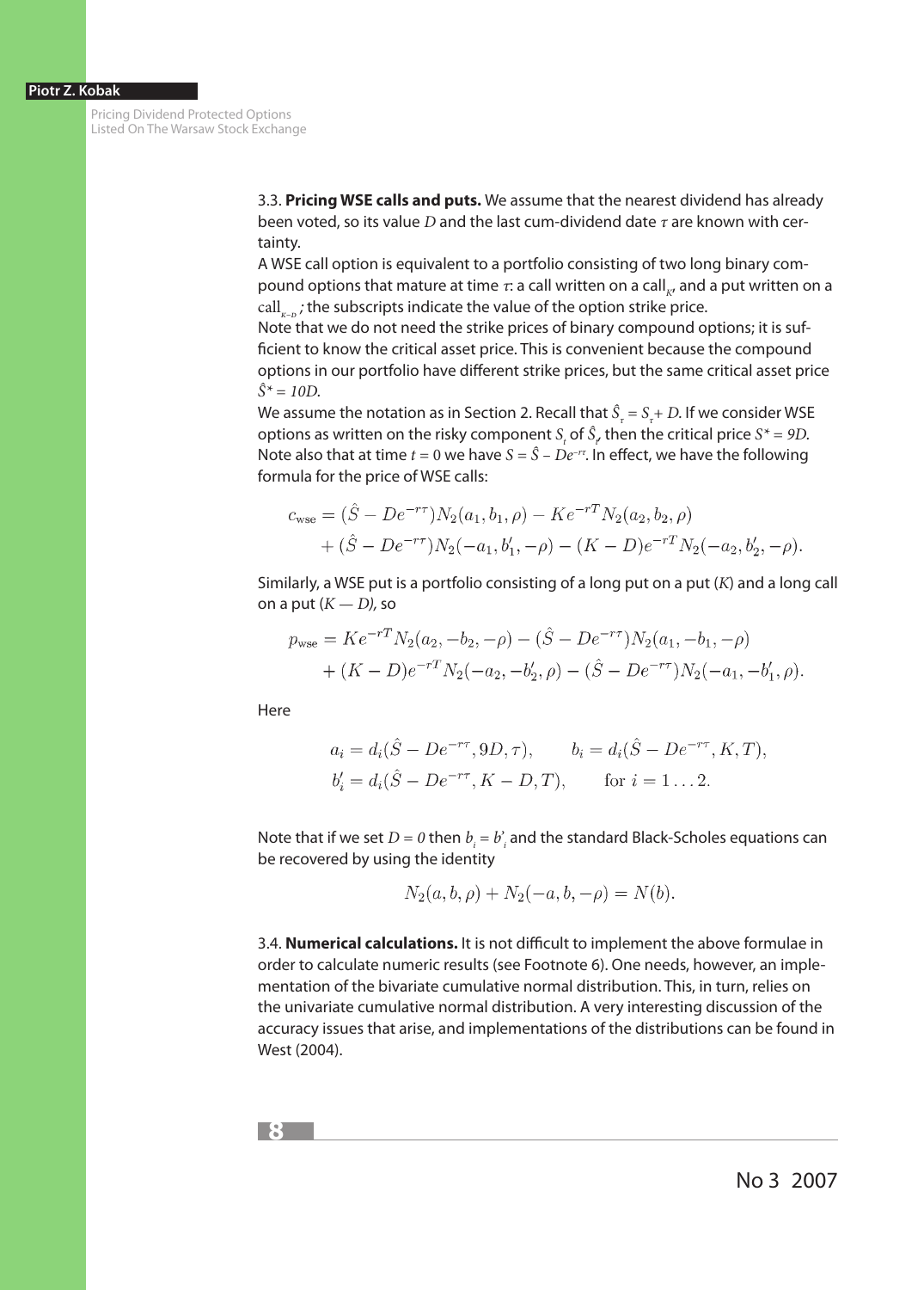3.3. **Pricing WSE calls and puts.** We assume that the nearest dividend has already been voted, so its value $D$ and the last cum-dividend date $\tau$ are known with certainty.

A WSE call option is equivalent to a portfolio consisting of two long binary compound options that mature at time $\tau$: a call written on a $\text{call}_K$, and a put written on a $\text{call}_{K-D}$; the subscripts indicate the value of the option strike price.

Note that we do not need the strike prices of binary compound options; it is sufficient to know the critical asset price. This is convenient because the compound options in our portfolio have different strike prices, but the same critical asset price $\hat{S}^* = 10D$.

We assume the notation as in Section 2. Recall that $\hat{S}_\tau = S_\tau + D$. If we consider WSE options as written on the risky component $S_t$ of $\hat{S}_t$, then the critical price $S^* = 9D$. Note also that at time $t = 0$ we have $S = \hat{S} - De^{-r\tau}$. In effect, we have the following formula for the price of WSE calls:

$$c_{\text{wse}} = (\hat{S} - De^{-r\tau})N_2(a_1, b_1, \rho) - Ke^{-rT}N_2(a_2, b_2, \rho) + (\hat{S} - De^{-r\tau})N_2(-a_1, b_1', -\rho) - (K - D)e^{-rT}N_2(-a_2, b_2', -\rho).$$

Similarly, a WSE put is a portfolio consisting of a long put on a put ($K$) and a long call on a put ($K - D$), so

$$p_{\text{wse}} = Ke^{-rT}N_2(a_2, -b_2, -\rho) - (\hat{S} - De^{-r\tau})N_2(a_1, -b_1, -\rho) + (K - D)e^{-rT}N_2(-a_2, -b_2', \rho) - (\hat{S} - De^{-r\tau})N_2(-a_1, -b_1', \rho).$$

Here

$$a_i = d_i(\hat{S} - De^{-r\tau}, 9D, \tau), \qquad b_i = d_i(\hat{S} - De^{-r\tau}, K, T),$$
$$b_i' = d_i(\hat{S} - De^{-r\tau}, K - D, T), \qquad \text{for } i = 1 \ldots 2.$$

Note that if we set $D = 0$ then $b_i = b_i'$ and the standard Black-Scholes equations can be recovered by using the identity

$$N_2(a, b, \rho) + N_2(-a, b, -\rho) = N(b).$$

3.4. **Numerical calculations.** It is not difficult to implement the above formulae in order to calculate numeric results (see Footnote 6). One needs, however, an implementation of the bivariate cumulative normal distribution. This, in turn, relies on the univariate cumulative normal distribution. A very interesting discussion of the accuracy issues that arise, and implementations of the distributions can be found in West (2004).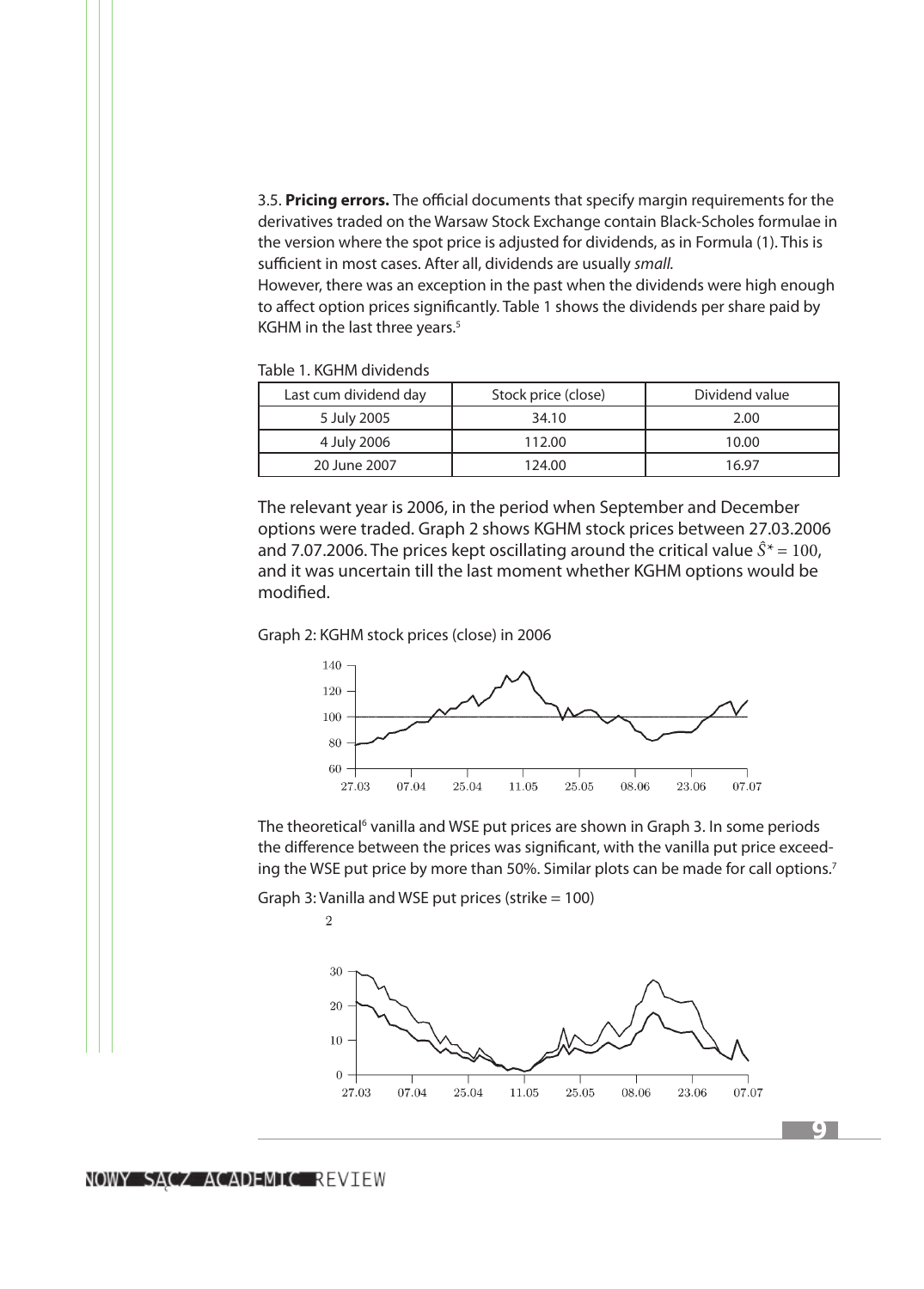3.5. **Pricing errors.** The official documents that specify margin requirements for the derivatives traded on the Warsaw Stock Exchange contain Black-Scholes formulae in the version where the spot price is adjusted for dividends, as in Formula (1). This is sufficient in most cases. After all, dividends are usually *small.*

However, there was an exception in the past when the dividends were high enough to affect option prices significantly. Table 1 shows the dividends per share paid by KGHM in the last three years.[5]

Table 1. KGHM dividends

| Last cum dividend day | Stock price (close) | Dividend value |
|---|---|---|
| 5 July 2005 | 34.10 | 2.00 |
| 4 July 2006 | 112.00 | 10.00 |
| 20 June 2007 | 124.00 | 16.97 |

The relevant year is 2006, in the period when September and December options were traded. Graph 2 shows KGHM stock prices between 27.03.2006 and 7.07.2006. The prices kept oscillating around the critical value $\hat{S}^* = 100$, and it was uncertain till the last moment whether KGHM options would be modified.

Graph 2: KGHM stock prices (close) in 2006

The theoretical[6] vanilla and WSE put prices are shown in Graph 3. In some periods the difference between the prices was significant, with the vanilla put price exceeding the WSE put price by more than 50%. Similar plots can be made for call options.[7]

Graph 3: Vanilla and WSE put prices (strike = 100)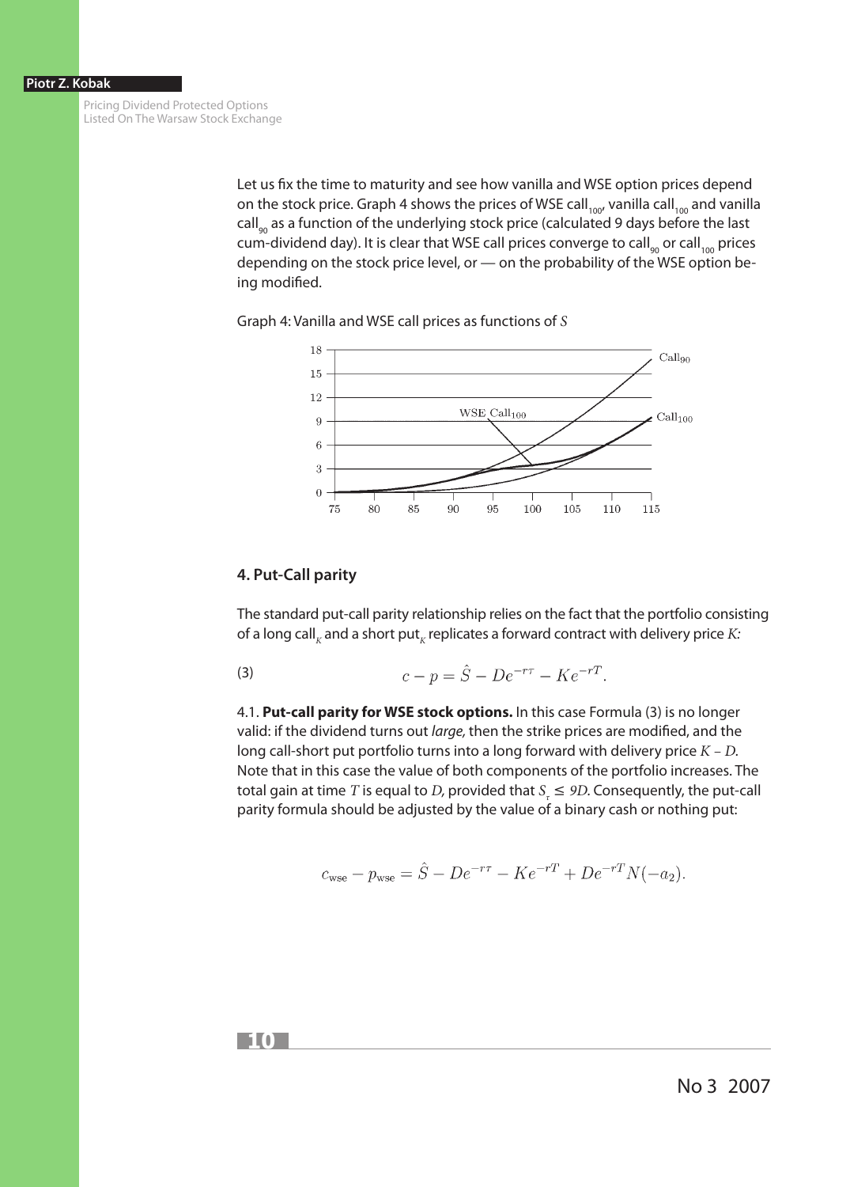Let us fix the time to maturity and see how vanilla and WSE option prices depend on the stock price. Graph 4 shows the prices of WSE call$_{100}$, vanilla call$_{100}$ and vanilla call$_{90}$ as a function of the underlying stock price (calculated 9 days before the last cum-dividend day). It is clear that WSE call prices converge to call$_{90}$ or call$_{100}$ prices depending on the stock price level, or — on the probability of the WSE option being modified.

Graph 4: Vanilla and WSE call prices as functions of $S$

## 4. Put-Call parity

The standard put-call parity relationship relies on the fact that the portfolio consisting of a long call$_K$ and a short put$_K$ replicates a forward contract with delivery price $K$:

$$c - p = \hat{S} - De^{-r\tau} - Ke^{-rT}. \tag{3}$$

4.1. **Put-call parity for WSE stock options.** In this case Formula (3) is no longer valid: if the dividend turns out *large*, then the strike prices are modified, and the long call-short put portfolio turns into a long forward with delivery price $K - D$. Note that in this case the value of both components of the portfolio increases. The total gain at time $T$ is equal to $D$, provided that $S_\tau \leq 9D$. Consequently, the put-call parity formula should be adjusted by the value of a binary cash or nothing put:

$$c_{\text{wse}} - p_{\text{wse}} = \hat{S} - De^{-r\tau} - Ke^{-rT} + De^{-rT}N(-a_2).$$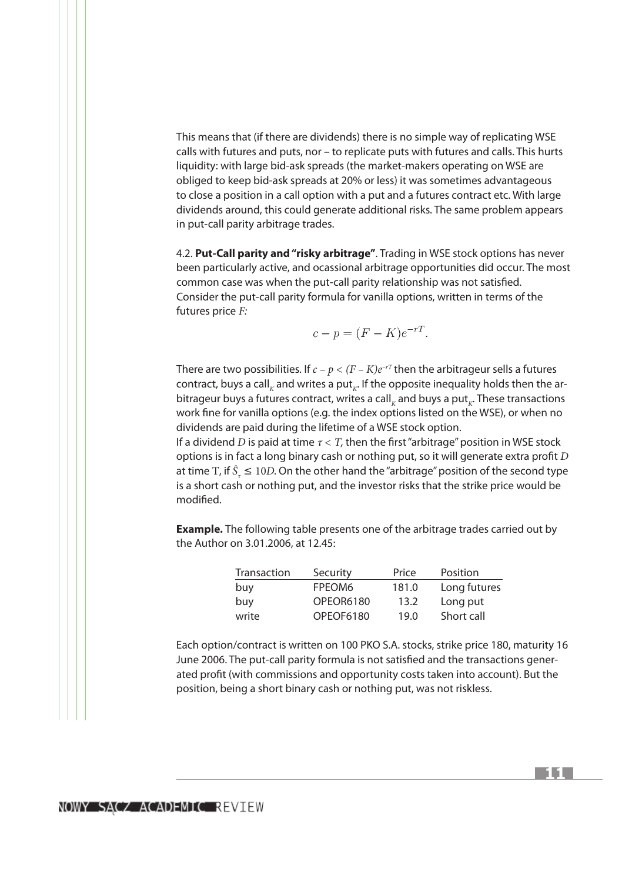This means that (if there are dividends) there is no simple way of replicating WSE calls with futures and puts, nor – to replicate puts with futures and calls. This hurts liquidity: with large bid-ask spreads (the market-makers operating on WSE are obliged to keep bid-ask spreads at 20% or less) it was sometimes advantageous to close a position in a call option with a put and a futures contract etc. With large dividends around, this could generate additional risks. The same problem appears in put-call parity arbitrage trades.

4.2. **Put-Call parity and "risky arbitrage"**. Trading in WSE stock options has never been particularly active, and ocassional arbitrage opportunities did occur. The most common case was when the put-call parity relationship was not satisfied. Consider the put-call parity formula for vanilla options, written in terms of the futures price $F$:

$$c - p = (F - K)e^{-rT}.$$

There are two possibilities. If $c - p < (F - K)e^{-rT}$ then the arbitrageur sells a futures contract, buys a call$_K$ and writes a put$_K$. If the opposite inequality holds then the arbitrageur buys a futures contract, writes a call$_K$ and buys a put$_K$. These transactions work fine for vanilla options (e.g. the index options listed on the WSE), or when no dividends are paid during the lifetime of a WSE stock option.

If a dividend $D$ is paid at time $\tau < T$, then the first "arbitrage" position in WSE stock options is in fact a long binary cash or nothing put, so it will generate extra profit $D$ at time $T$, if $\hat{S}_\tau \leq 10D$. On the other hand the "arbitrage" position of the second type is a short cash or nothing put, and the investor risks that the strike price would be modified.

**Example.** The following table presents one of the arbitrage trades carried out by the Author on 3.01.2006, at 12.45:

| Transaction | Security | Price | Position |
|---|---|---|---|
| buy | FPEOM6 | 181.0 | Long futures |
| buy | OPEOR6180 | 13.2 | Long put |
| write | OPEOF6180 | 19.0 | Short call |

Each option/contract is written on 100 PKO S.A. stocks, strike price 180, maturity 16 June 2006. The put-call parity formula is not satisfied and the transactions generated profit (with commissions and opportunity costs taken into account). But the position, being a short binary cash or nothing put, was not riskless.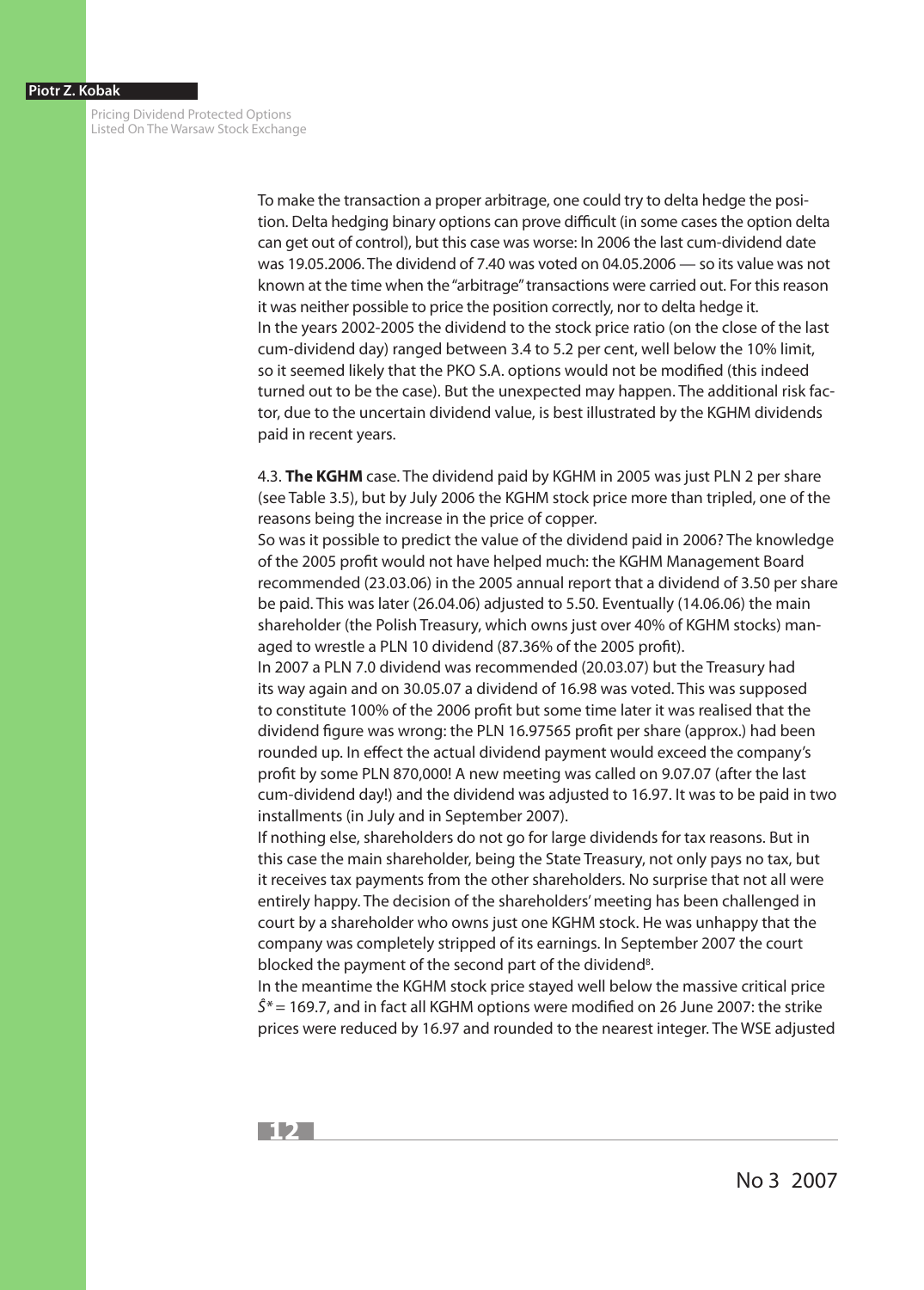To make the transaction a proper arbitrage, one could try to delta hedge the position. Delta hedging binary options can prove difficult (in some cases the option delta can get out of control), but this case was worse: In 2006 the last cum-dividend date was 19.05.2006. The dividend of 7.40 was voted on 04.05.2006 — so its value was not known at the time when the "arbitrage" transactions were carried out. For this reason it was neither possible to price the position correctly, nor to delta hedge it.

In the years 2002-2005 the dividend to the stock price ratio (on the close of the last cum-dividend day) ranged between 3.4 to 5.2 per cent, well below the 10% limit, so it seemed likely that the PKO S.A. options would not be modified (this indeed turned out to be the case). But the unexpected may happen. The additional risk factor, due to the uncertain dividend value, is best illustrated by the KGHM dividends paid in recent years.

4.3. **The KGHM** case. The dividend paid by KGHM in 2005 was just PLN 2 per share (see Table 3.5), but by July 2006 the KGHM stock price more than tripled, one of the reasons being the increase in the price of copper.

So was it possible to predict the value of the dividend paid in 2006? The knowledge of the 2005 profit would not have helped much: the KGHM Management Board recommended (23.03.06) in the 2005 annual report that a dividend of 3.50 per share be paid. This was later (26.04.06) adjusted to 5.50. Eventually (14.06.06) the main shareholder (the Polish Treasury, which owns just over 40% of KGHM stocks) managed to wrestle a PLN 10 dividend (87.36% of the 2005 profit).

In 2007 a PLN 7.0 dividend was recommended (20.03.07) but the Treasury had its way again and on 30.05.07 a dividend of 16.98 was voted. This was supposed to constitute 100% of the 2006 profit but some time later it was realised that the dividend figure was wrong: the PLN 16.97565 profit per share (approx.) had been rounded up. In effect the actual dividend payment would exceed the company's profit by some PLN 870,000! A new meeting was called on 9.07.07 (after the last cum-dividend day!) and the dividend was adjusted to 16.97. It was to be paid in two installments (in July and in September 2007).

If nothing else, shareholders do not go for large dividends for tax reasons. But in this case the main shareholder, being the State Treasury, not only pays no tax, but it receives tax payments from the other shareholders. No surprise that not all were entirely happy. The decision of the shareholders' meeting has been challenged in court by a shareholder who owns just one KGHM stock. He was unhappy that the company was completely stripped of its earnings. In September 2007 the court blocked the payment of the second part of the dividend[8].

In the meantime the KGHM stock price stayed well below the massive critical price $\hat{S}^* = 169.7$, and in fact all KGHM options were modified on 26 June 2007: the strike prices were reduced by 16.97 and rounded to the nearest integer. The WSE adjusted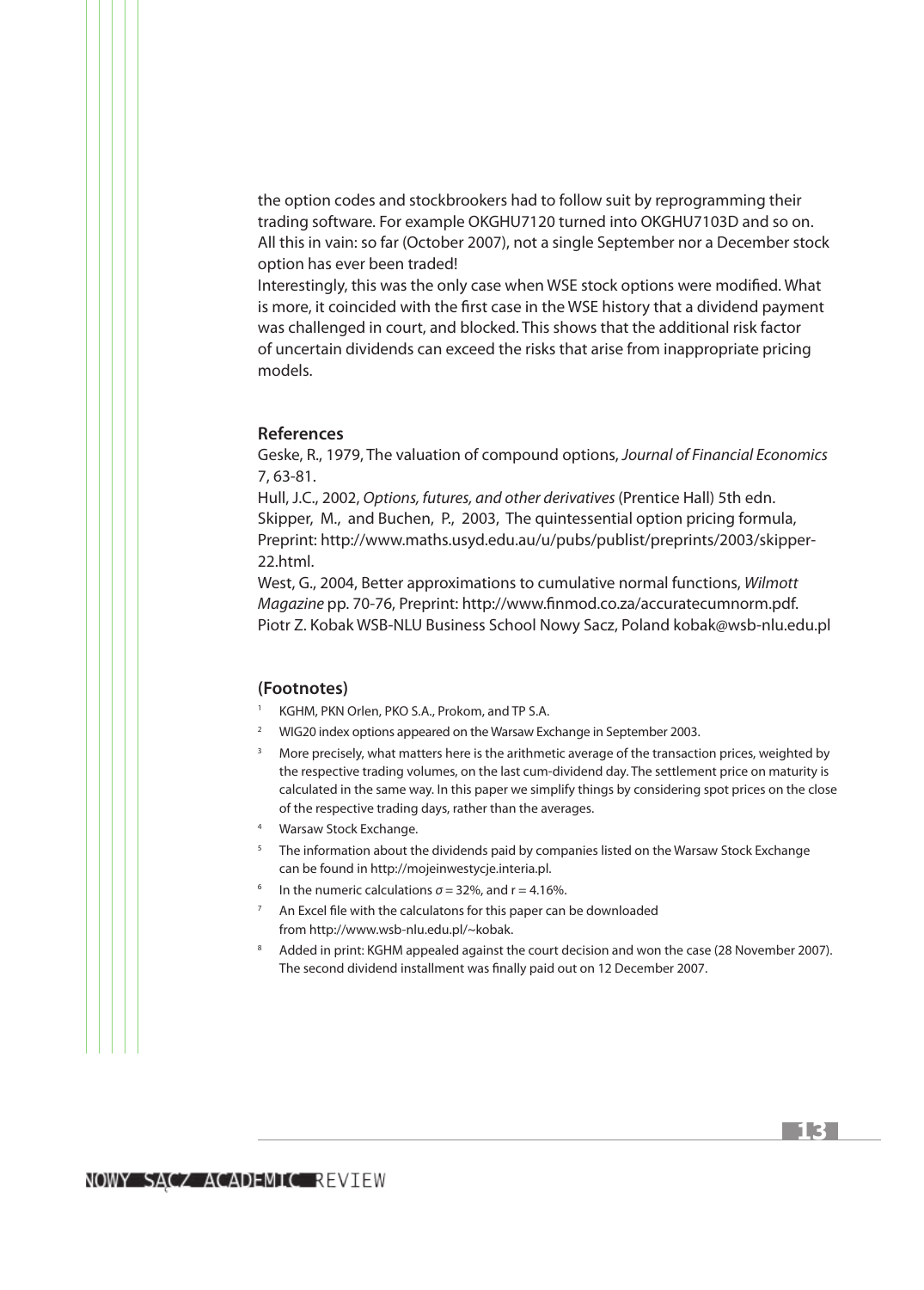the option codes and stockbrookers had to follow suit by reprogramming their trading software. For example OKGHU7120 turned into OKGHU7103D and so on. All this in vain: so far (October 2007), not a single September nor a December stock option has ever been traded!

Interestingly, this was the only case when WSE stock options were modified. What is more, it coincided with the first case in the WSE history that a dividend payment was challenged in court, and blocked. This shows that the additional risk factor of uncertain dividends can exceed the risks that arise from inappropriate pricing models.

### References

Geske, R., 1979, The valuation of compound options, *Journal of Financial Economics* 7, 63-81.

Hull, J.C., 2002, *Options, futures, and other derivatives* (Prentice Hall) 5th edn.

Skipper, M., and Buchen, P., 2003, The quintessential option pricing formula, Preprint: http://www.maths.usyd.edu.au/u/pubs/publist/preprints/2003/skipper-22.html.

West, G., 2004, Better approximations to cumulative normal functions, *Wilmott Magazine* pp. 70-76, Preprint: http://www.finmod.co.za/accuratecumnorm.pdf.

Piotr Z. Kobak WSB-NLU Business School Nowy Sacz, Poland kobak@wsb-nlu.edu.pl

### (Footnotes)

[1] KGHM, PKN Orlen, PKO S.A., Prokom, and TP S.A.

[2] WIG20 index options appeared on the Warsaw Exchange in September 2003.

[3] More precisely, what matters here is the arithmetic average of the transaction prices, weighted by the respective trading volumes, on the last cum-dividend day. The settlement price on maturity is calculated in the same way. In this paper we simplify things by considering spot prices on the close of the respective trading days, rather than the averages.

[4] Warsaw Stock Exchange.

[5] The information about the dividends paid by companies listed on the Warsaw Stock Exchange can be found in http://mojeinwestycje.interia.pl.

[6] In the numeric calculations $\sigma = 32\%$, and $r = 4.16\%$.

[7] An Excel file with the calculatons for this paper can be downloaded from http://www.wsb-nlu.edu.pl/~kobak.

[8] Added in print: KGHM appealed against the court decision and won the case (28 November 2007). The second dividend installment was finally paid out on 12 December 2007.